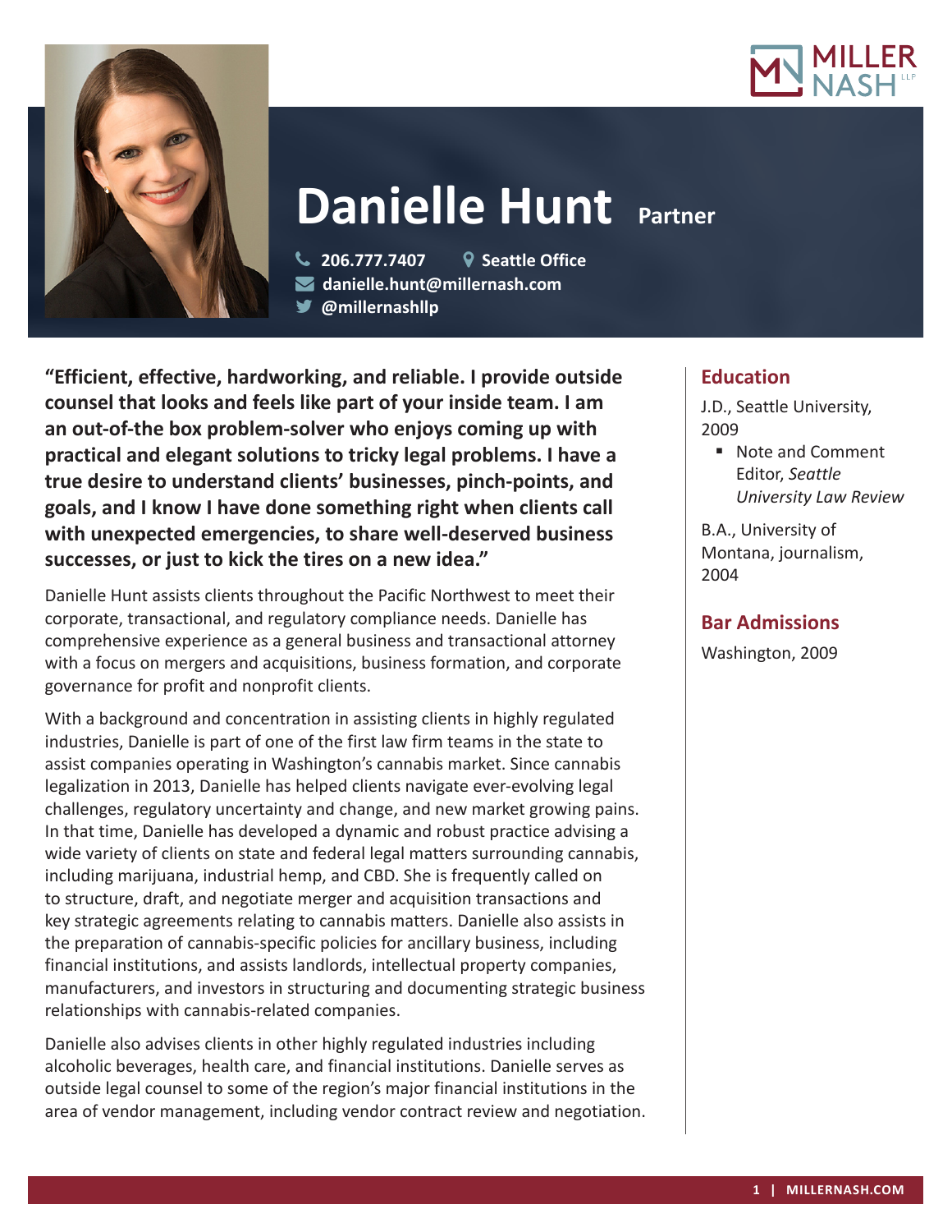# Danielle Hunt

**Partner**

206.777.7407  
Seattle Office  
danielle.hunt@millernash.com  
@millernashllp

**"Efficient, effective, hardworking, and reliable. I provide outside counsel that looks and feels like part of your inside team. I am an out-of-the box problem-solver who enjoys coming up with practical and elegant solutions to tricky legal problems. I have a true desire to understand clients' businesses, pinch-points, and goals, and I know I have done something right when clients call with unexpected emergencies, to share well-deserved business successes, or just to kick the tires on a new idea."**

Danielle Hunt assists clients throughout the Pacific Northwest to meet their corporate, transactional, and regulatory compliance needs. Danielle has comprehensive experience as a general business and transactional attorney with a focus on mergers and acquisitions, business formation, and corporate governance for profit and nonprofit clients.

With a background and concentration in assisting clients in highly regulated industries, Danielle is part of one of the first law firm teams in the state to assist companies operating in Washington's cannabis market. Since cannabis legalization in 2013, Danielle has helped clients navigate ever-evolving legal challenges, regulatory uncertainty and change, and new market growing pains. In that time, Danielle has developed a dynamic and robust practice advising a wide variety of clients on state and federal legal matters surrounding cannabis, including marijuana, industrial hemp, and CBD. She is frequently called on to structure, draft, and negotiate merger and acquisition transactions and key strategic agreements relating to cannabis matters. Danielle also assists in the preparation of cannabis-specific policies for ancillary business, including financial institutions, and assists landlords, intellectual property companies, manufacturers, and investors in structuring and documenting strategic business relationships with cannabis-related companies.

Danielle also advises clients in other highly regulated industries including alcoholic beverages, health care, and financial institutions. Danielle serves as outside legal counsel to some of the region's major financial institutions in the area of vendor management, including vendor contract review and negotiation.

## Education

J.D., Seattle University, 2009

- Note and Comment Editor, *Seattle University Law Review*

B.A., University of Montana, journalism, 2004

## Bar Admissions

Washington, 2009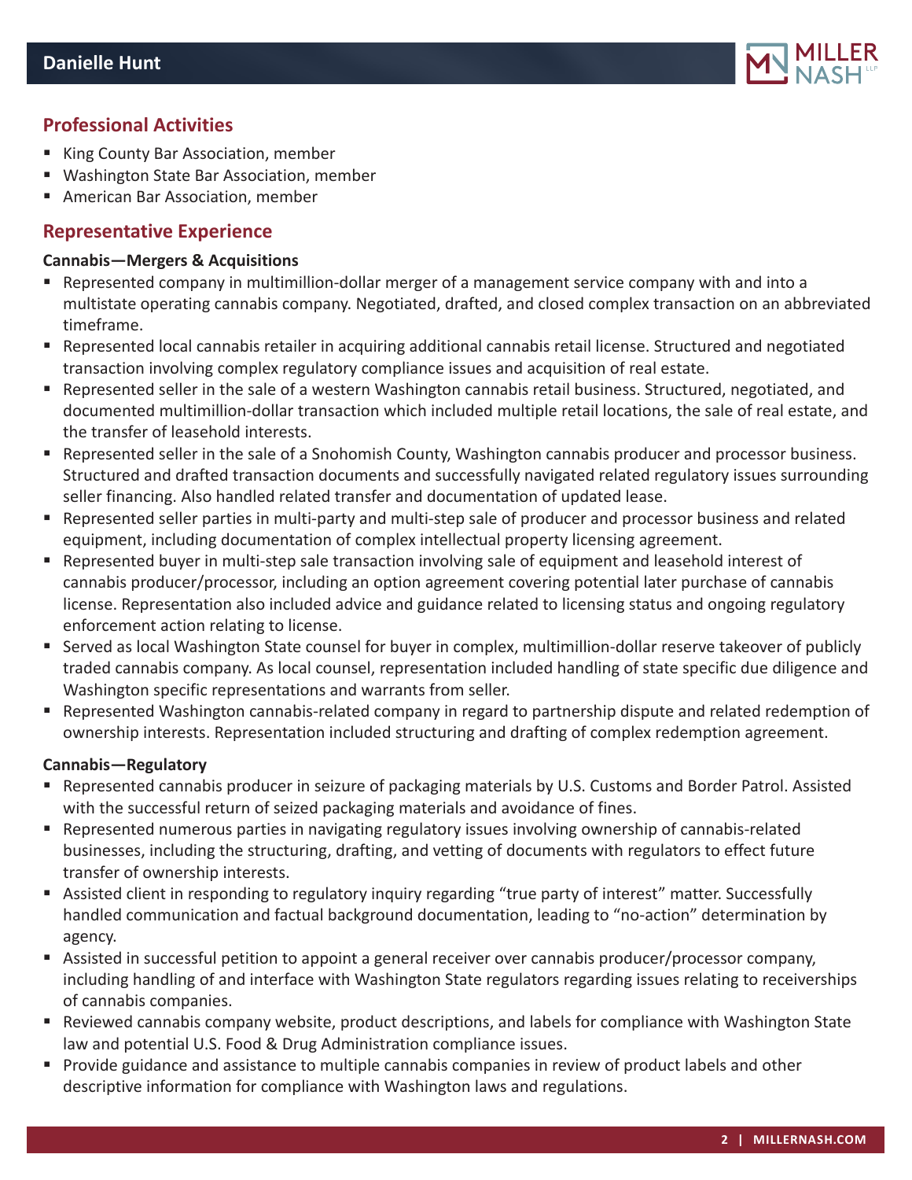## Professional Activities

- King County Bar Association, member
- Washington State Bar Association, member
- American Bar Association, member

## Representative Experience

**Cannabis—Mergers & Acquisitions**

- Represented company in multimillion-dollar merger of a management service company with and into a multistate operating cannabis company. Negotiated, drafted, and closed complex transaction on an abbreviated timeframe.
- Represented local cannabis retailer in acquiring additional cannabis retail license. Structured and negotiated transaction involving complex regulatory compliance issues and acquisition of real estate.
- Represented seller in the sale of a western Washington cannabis retail business. Structured, negotiated, and documented multimillion-dollar transaction which included multiple retail locations, the sale of real estate, and the transfer of leasehold interests.
- Represented seller in the sale of a Snohomish County, Washington cannabis producer and processor business. Structured and drafted transaction documents and successfully navigated related regulatory issues surrounding seller financing. Also handled related transfer and documentation of updated lease.
- Represented seller parties in multi-party and multi-step sale of producer and processor business and related equipment, including documentation of complex intellectual property licensing agreement.
- Represented buyer in multi-step sale transaction involving sale of equipment and leasehold interest of cannabis producer/processor, including an option agreement covering potential later purchase of cannabis license. Representation also included advice and guidance related to licensing status and ongoing regulatory enforcement action relating to license.
- Served as local Washington State counsel for buyer in complex, multimillion-dollar reserve takeover of publicly traded cannabis company. As local counsel, representation included handling of state specific due diligence and Washington specific representations and warrants from seller.
- Represented Washington cannabis-related company in regard to partnership dispute and related redemption of ownership interests. Representation included structuring and drafting of complex redemption agreement.

**Cannabis—Regulatory**

- Represented cannabis producer in seizure of packaging materials by U.S. Customs and Border Patrol. Assisted with the successful return of seized packaging materials and avoidance of fines.
- Represented numerous parties in navigating regulatory issues involving ownership of cannabis-related businesses, including the structuring, drafting, and vetting of documents with regulators to effect future transfer of ownership interests.
- Assisted client in responding to regulatory inquiry regarding "true party of interest" matter. Successfully handled communication and factual background documentation, leading to "no-action" determination by agency.
- Assisted in successful petition to appoint a general receiver over cannabis producer/processor company, including handling of and interface with Washington State regulators regarding issues relating to receiverships of cannabis companies.
- Reviewed cannabis company website, product descriptions, and labels for compliance with Washington State law and potential U.S. Food & Drug Administration compliance issues.
- Provide guidance and assistance to multiple cannabis companies in review of product labels and other descriptive information for compliance with Washington laws and regulations.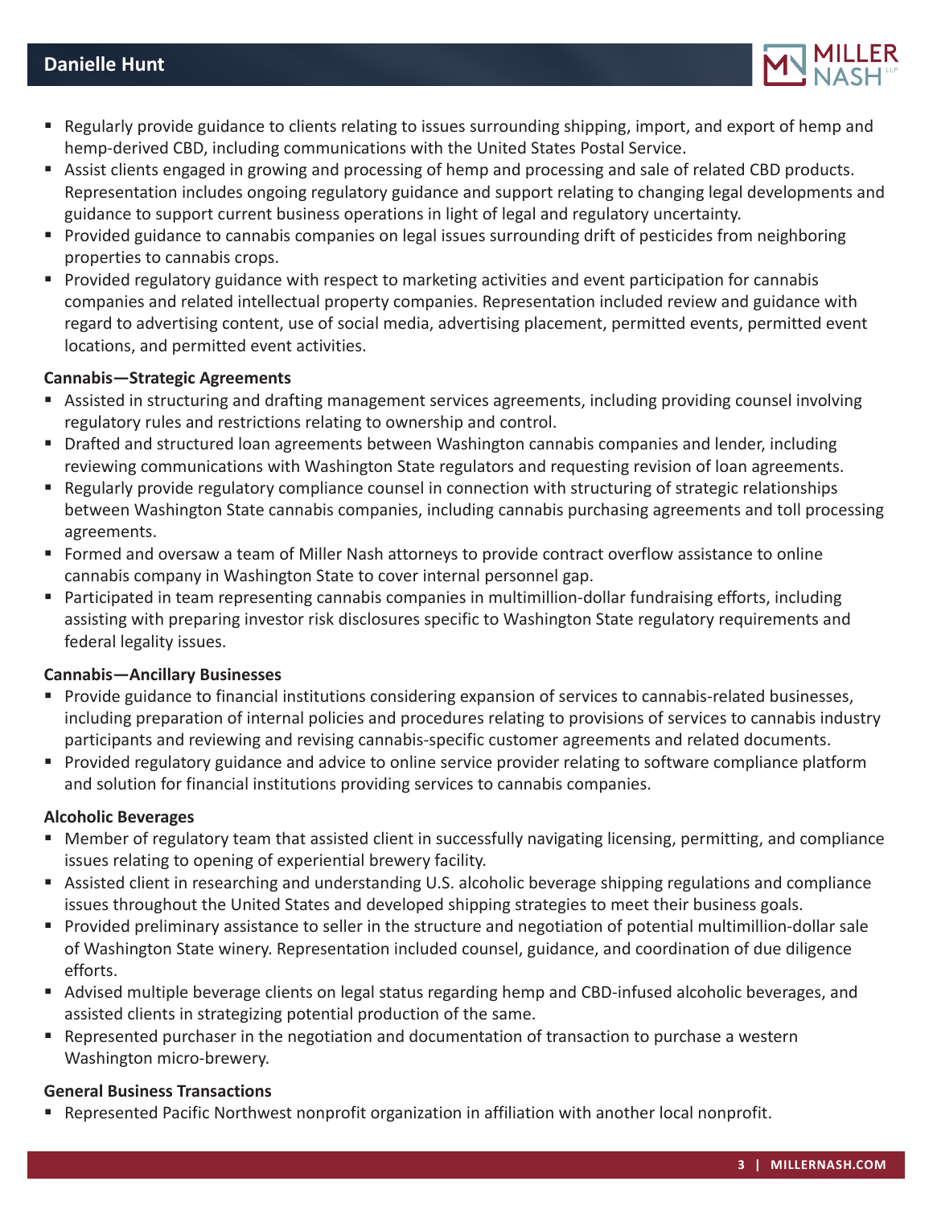- Regularly provide guidance to clients relating to issues surrounding shipping, import, and export of hemp and hemp-derived CBD, including communications with the United States Postal Service.
- Assist clients engaged in growing and processing of hemp and processing and sale of related CBD products. Representation includes ongoing regulatory guidance and support relating to changing legal developments and guidance to support current business operations in light of legal and regulatory uncertainty.
- Provided guidance to cannabis companies on legal issues surrounding drift of pesticides from neighboring properties to cannabis crops.
- Provided regulatory guidance with respect to marketing activities and event participation for cannabis companies and related intellectual property companies. Representation included review and guidance with regard to advertising content, use of social media, advertising placement, permitted events, permitted event locations, and permitted event activities.

**Cannabis—Strategic Agreements**

- Assisted in structuring and drafting management services agreements, including providing counsel involving regulatory rules and restrictions relating to ownership and control.
- Drafted and structured loan agreements between Washington cannabis companies and lender, including reviewing communications with Washington State regulators and requesting revision of loan agreements.
- Regularly provide regulatory compliance counsel in connection with structuring of strategic relationships between Washington State cannabis companies, including cannabis purchasing agreements and toll processing agreements.
- Formed and oversaw a team of Miller Nash attorneys to provide contract overflow assistance to online cannabis company in Washington State to cover internal personnel gap.
- Participated in team representing cannabis companies in multimillion-dollar fundraising efforts, including assisting with preparing investor risk disclosures specific to Washington State regulatory requirements and federal legality issues.

**Cannabis—Ancillary Businesses**

- Provide guidance to financial institutions considering expansion of services to cannabis-related businesses, including preparation of internal policies and procedures relating to provisions of services to cannabis industry participants and reviewing and revising cannabis-specific customer agreements and related documents.
- Provided regulatory guidance and advice to online service provider relating to software compliance platform and solution for financial institutions providing services to cannabis companies.

**Alcoholic Beverages**

- Member of regulatory team that assisted client in successfully navigating licensing, permitting, and compliance issues relating to opening of experiential brewery facility.
- Assisted client in researching and understanding U.S. alcoholic beverage shipping regulations and compliance issues throughout the United States and developed shipping strategies to meet their business goals.
- Provided preliminary assistance to seller in the structure and negotiation of potential multimillion-dollar sale of Washington State winery. Representation included counsel, guidance, and coordination of due diligence efforts.
- Advised multiple beverage clients on legal status regarding hemp and CBD-infused alcoholic beverages, and assisted clients in strategizing potential production of the same.
- Represented purchaser in the negotiation and documentation of transaction to purchase a western Washington micro-brewery.

**General Business Transactions**

- Represented Pacific Northwest nonprofit organization in affiliation with another local nonprofit.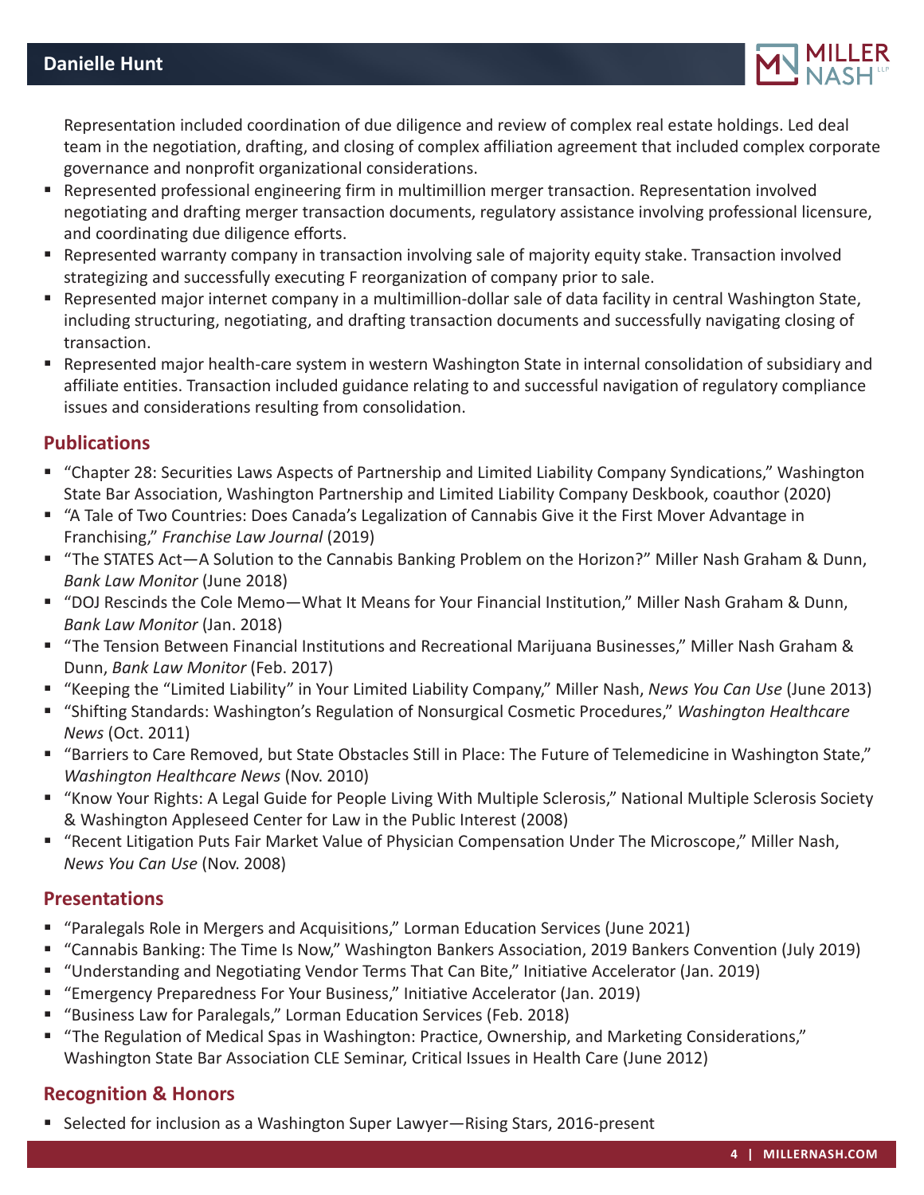Representation included coordination of due diligence and review of complex real estate holdings. Led deal team in the negotiation, drafting, and closing of complex affiliation agreement that included complex corporate governance and nonprofit organizational considerations.

- Represented professional engineering firm in multimillion merger transaction. Representation involved negotiating and drafting merger transaction documents, regulatory assistance involving professional licensure, and coordinating due diligence efforts.
- Represented warranty company in transaction involving sale of majority equity stake. Transaction involved strategizing and successfully executing F reorganization of company prior to sale.
- Represented major internet company in a multimillion-dollar sale of data facility in central Washington State, including structuring, negotiating, and drafting transaction documents and successfully navigating closing of transaction.
- Represented major health-care system in western Washington State in internal consolidation of subsidiary and affiliate entities. Transaction included guidance relating to and successful navigation of regulatory compliance issues and considerations resulting from consolidation.

## Publications

- "Chapter 28: Securities Laws Aspects of Partnership and Limited Liability Company Syndications," Washington State Bar Association, Washington Partnership and Limited Liability Company Deskbook, coauthor (2020)
- "A Tale of Two Countries: Does Canada's Legalization of Cannabis Give it the First Mover Advantage in Franchising," *Franchise Law Journal* (2019)
- "The STATES Act—A Solution to the Cannabis Banking Problem on the Horizon?" Miller Nash Graham & Dunn, *Bank Law Monitor* (June 2018)
- "DOJ Rescinds the Cole Memo—What It Means for Your Financial Institution," Miller Nash Graham & Dunn, *Bank Law Monitor* (Jan. 2018)
- "The Tension Between Financial Institutions and Recreational Marijuana Businesses," Miller Nash Graham & Dunn, *Bank Law Monitor* (Feb. 2017)
- "Keeping the "Limited Liability" in Your Limited Liability Company," Miller Nash, *News You Can Use* (June 2013)
- "Shifting Standards: Washington's Regulation of Nonsurgical Cosmetic Procedures," *Washington Healthcare News* (Oct. 2011)
- "Barriers to Care Removed, but State Obstacles Still in Place: The Future of Telemedicine in Washington State," *Washington Healthcare News* (Nov. 2010)
- "Know Your Rights: A Legal Guide for People Living With Multiple Sclerosis," National Multiple Sclerosis Society & Washington Appleseed Center for Law in the Public Interest (2008)
- "Recent Litigation Puts Fair Market Value of Physician Compensation Under The Microscope," Miller Nash, *News You Can Use* (Nov. 2008)

## Presentations

- "Paralegals Role in Mergers and Acquisitions," Lorman Education Services (June 2021)
- "Cannabis Banking: The Time Is Now," Washington Bankers Association, 2019 Bankers Convention (July 2019)
- "Understanding and Negotiating Vendor Terms That Can Bite," Initiative Accelerator (Jan. 2019)
- "Emergency Preparedness For Your Business," Initiative Accelerator (Jan. 2019)
- "Business Law for Paralegals," Lorman Education Services (Feb. 2018)
- "The Regulation of Medical Spas in Washington: Practice, Ownership, and Marketing Considerations," Washington State Bar Association CLE Seminar, Critical Issues in Health Care (June 2012)

## Recognition & Honors

- Selected for inclusion as a Washington Super Lawyer—Rising Stars, 2016-present